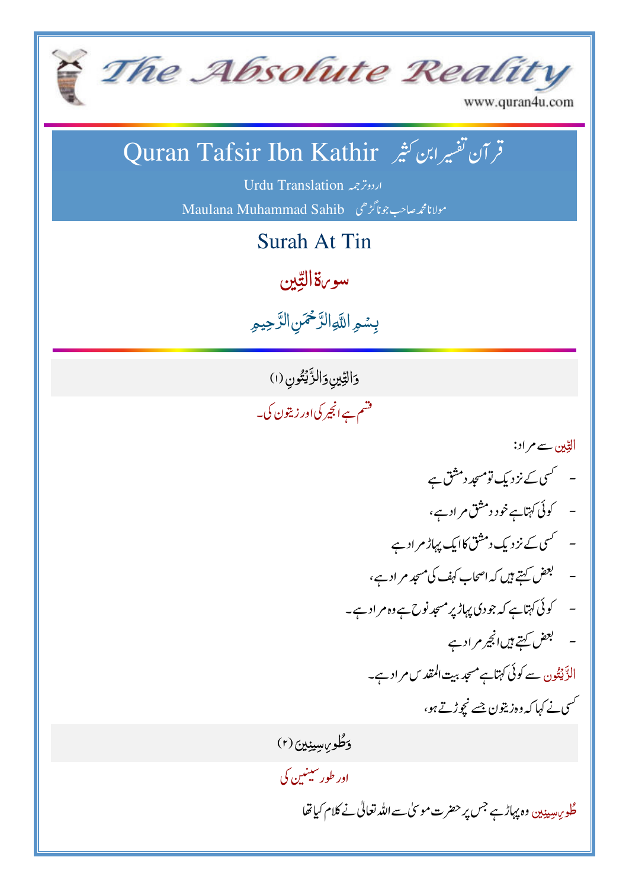# The Absolute Reality

www.quran4u.com

## Quran Tafsir Ibn Kathir قرآن تفسیر ابن کثیر

Urdu Translation اردو ترجمہ

Maulana Muhammad Sahib مولانا محمد صاحب جوناگڑھی

## Surah At Tin

## سورة التِّين

بِسۡمِ ٱللَّهِ ٱلرَّحۡمَٰنِ ٱلرَّحِيمِ

---

وَٱلتِّينِ وَٱلزَّيۡتُونِ (١)

قسم ہے انجیر کی اور زیتون کی۔

التِّین سے مراد:

- کسی کے نزدیک تو مسجد دمشق ہے
- کوئی کہتا ہے خود دمشق مراد ہے،
- کسی کے نزدیک دمشق کا ایک پہاڑ مراد ہے
- بعض کہتے ہیں کہ اصحاب کہف کی مسجد مراد ہے،
- کوئی کہتا ہے کہ جودی پہاڑ پر مسجد نوح ہے وہ مراد ہے۔
- بعض کہتے ہیں انجیر مراد ہے

الزَّیۡتُون سے کوئی کہتا ہے مسجد بیت المقدس مراد ہے۔

کسی نے کہا کہ وہ زیتون جسے نچوڑتے ہو،

وَطُورِ سِينِينَ (٢)

اور طور سینین کی

طُورِ سِینِینَ وہ پہاڑ ہے جس پر حضرت موسیٰ سے اللہ تعالیٰ نے کلام کیا تھا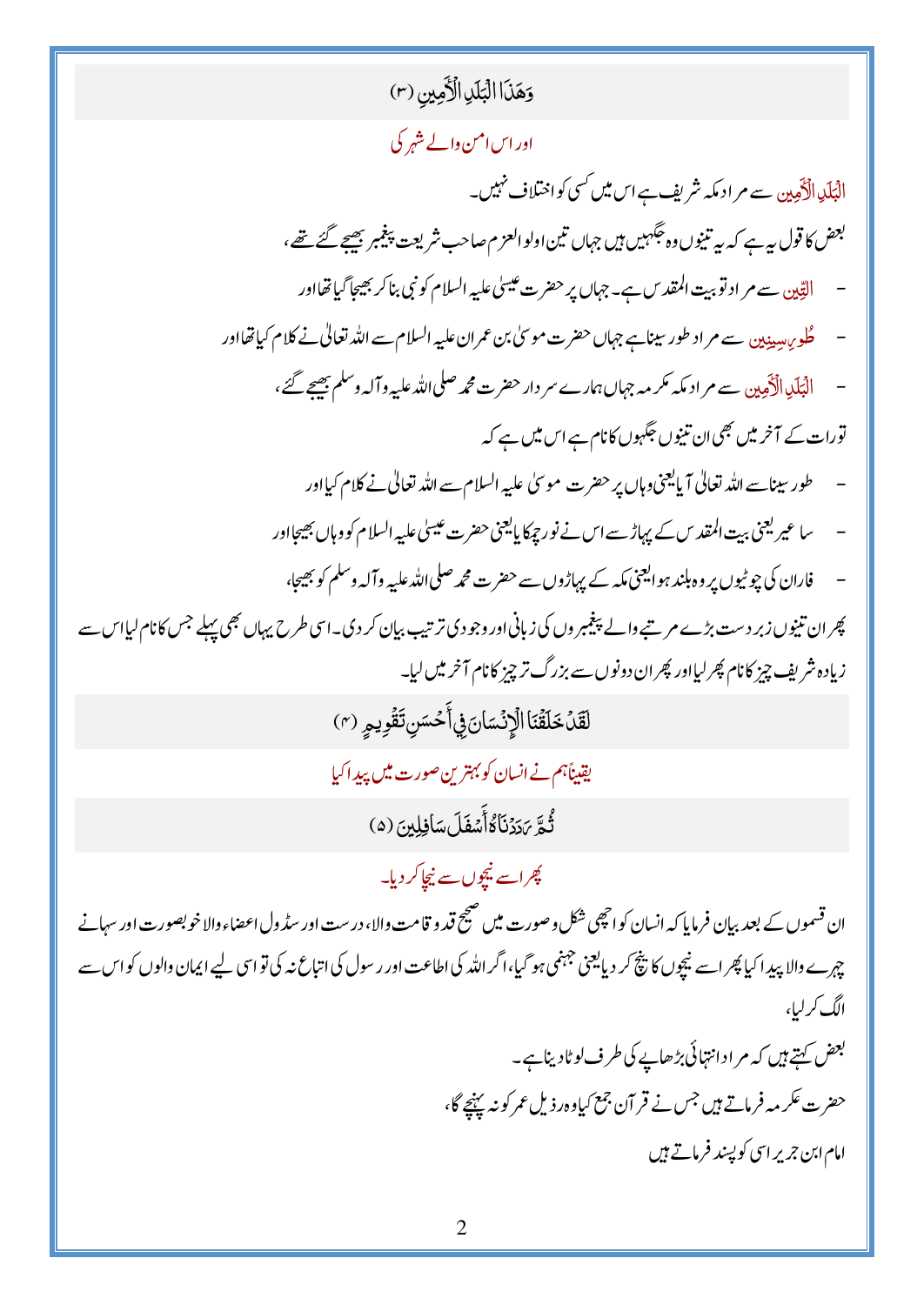وَهَذَا الْبَلَدِ الْأَمِينِ (۳)

اور اس امن والے شہر کی

الْبَلَدِ الْأَمِينِ سے مراد مکہ شریف ہے اس میں کسی کو اختلاف نہیں۔

بعض کا قول یہ ہے کہ یہ تینوں وہ جگہیں ہیں جہاں تین اولوالعزم صاحب شریعت پیغمبر بھیجے گئے تھے،

- التِّين سے مراد تو بیت المقدس ہے۔ جہاں پر حضرت عیسیٰ علیہ السلام کو نبی بنا کر بھیجا گیا تھا اور
- طُورِ سِينِينَ سے مراد طور سینا ہے جہاں حضرت موسیٰ بن عمران علیہ السلام سے اللہ تعالیٰ نے کلام کیا تھا اور
- الْبَلَدِ الْأَمِينِ سے مراد مکہ مکرمہ جہاں ہمارے سردار حضرت محمد صلی اللہ علیہ وآلہ وسلم بھیجے گئے،

تورات کے آخر میں بھی ان تینوں جگہوں کا نام ہے اس میں ہے کہ

- طور سینا سے اللہ تعالیٰ آیا یعنی وہاں پر حضرت موسیٰ علیہ السلام سے اللہ تعالیٰ نے کلام کیا اور
- ساعیر یعنی بیت المقدس کے پہاڑ سے اس نے نور چمکایا یعنی حضرت عیسیٰ علیہ السلام کو وہاں بھیجا اور
- فاران کی چوٹیوں پر وہ بلند ہوا یعنی مکہ کے پہاڑوں سے حضرت محمد صلی اللہ علیہ وآلہ وسلم کو بھیجا،

پھر ان تینوں زبردست بڑے مرتبے والے پیغمبروں کی زبانی اور وجودی ترتیب بیان کر دی۔ اسی طرح یہاں بھی پہلے جس کا نام لیا اس سے زیادہ شریف چیز کا نام پھر لیا اور پھر ان دونوں سے بزرگ تر چیز کا نام آخر میں لیا۔

لَقَدْ خَلَقْنَا الْإِنْسَانَ فِي أَحْسَنِ تَقْوِيمٍ (۴)

یقیناً ہم نے انسان کو بہترین صورت میں پیدا کیا

ثُمَّ رَدَدْنَاهُ أَسْفَلَ سَافِلِينَ (۵)

پھر اسے نیچوں سے نیچا کر دیا۔

ان قسموں کے بعد بیان فرمایا کہ انسان کو اچھی شکل وصورت میں صحیح قد و قامت والا، درست اور سڈول اعضاء والا خوبصورت اور سہانے چہرے والا پیدا کیا پھر اسے نیچوں کا نیچ کر دیا یعنی جہنمی ہو گیا، اگر اللہ کی اطاعت اور رسول کی اتباع نہ کی تو اسی لیے ایمان والوں کو اس سے الگ کر لیا،

بعض کہتے ہیں کہ مراد انتہائی بڑھاپے کی طرف لوٹا دینا ہے۔

حضرت عکرمہ فرماتے ہیں جس نے قرآن جمع کیا وہ رذیل عمر کو نہ پہنچے گا،

امام ابن جریر اسی کو پسند فرماتے ہیں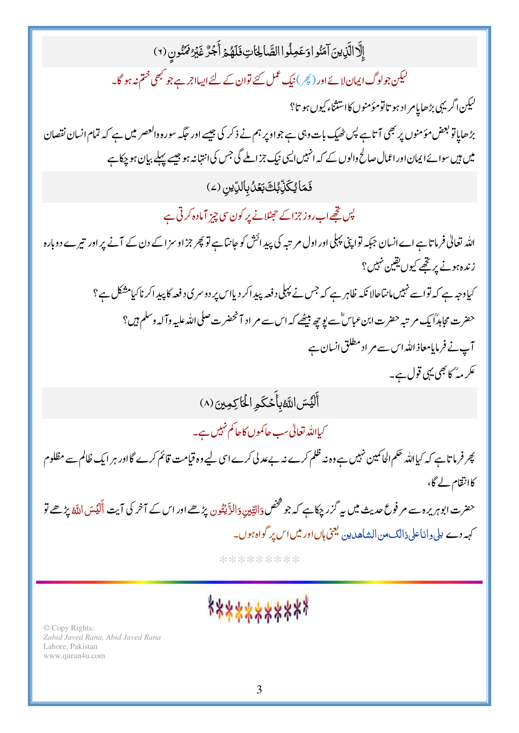إِلَّا الَّذِينَ آمَنُوا وَعَمِلُوا الصَّالِحَاتِ فَلَهُمْ أَجْرٌ غَيْرُ مَمْنُونٍ (٦)

لیکن جو لوگ ایمان لائے اور (پھر) نیک عمل کئے تو ان کے لئے ایسا اجر ہے جو کبھی ختم نہ ہو گا۔

لیکن اگر یہی بڑھاپا مراد ہو تا تو مؤمنوں کا استثناء کیوں ہو تا؟

بڑھاپا تو بعض مؤمنوں پر بھی آتا ہے پس ٹھیک بات وہی ہے جو اوپر ہم نے ذکر کی جیسے اور جگہ سورہ والعصر میں ہے کہ تمام انسان نقصان میں ہیں سوائے ایمان اور اعمال صالح والوں کے کہ انہیں ایسی نیک جزا ملے گی جس کی انتہا نہ ہو جیسے پہلے بیان ہو چکا ہے

فَمَا يُكَذِّبُكَ بَعْدُ بِالدِّينِ (٧)

پس تجھے اب روز جزا کے جھٹلانے پر کون سی چیز آمادہ کرتی ہے

اللہ تعالیٰ فرماتا ہے اے انسان جبکہ تو اپنی پہلی اور اول مرتبہ کی پیدائش کو جانتا ہے تو پھر جزا و سزا کے دن کے آنے پر اور تیرے دوبارہ زندہ ہونے پر تجھے کیوں یقین نہیں؟

کیا وجہ ہے کہ تو اسے نہیں مانتا حالانکہ ظاہر ہے کہ جس نے پہلی دفعہ پیدا کر دیا اس پر دوسری دفعہ کا پیدا کرنا کیا مشکل ہے؟

حضرت مجاہدؒ ایک مرتبہ حضرت ابن عباسؓ سے پوچھ بیٹھے کہ اس سے مراد آنحضرت صلی اللہ علیہ وآلہ وسلم ہیں؟

آپ نے فرمایا معاذ اللہ اس سے مراد مطلق انسان ہے

عکرمہؒ کا بھی یہی قول ہے۔

أَلَيْسَ اللَّهُ بِأَحْكَمِ الْحَاكِمِينَ (٨)

کیا اللہ تعالیٰ سب حاکموں کا حاکم نہیں ہے۔

پھر فرماتا ہے کہ کیا اللہ حکم الحاکمین نہیں ہے وہ نہ ظلم کرے نہ بے عدلی کرے اسی لیے وہ قیامت قائم کرے گا اور ہر ایک ظالم سے مظلوم کا انتقام لے گا،

حضرت ابوہریرہ سے مرفوع حدیث میں یہ گزر چکا ہے کہ جو شخص وَالتِّينِ وَالزَّيْتُونِ پڑھے اور اس کے آخر کی آیت أَلَيْسَ اللَّهُ پڑھے تو کہہ دے بلی و انا علی ذالک من الشاھدین یعنی ہاں اور میں اس پر گواہ ہوں۔

*********

© Copy Rights:
*Zahid Javed Rana, Abid Javed Rana*
Lahore, Pakistan
www.quran4u.com